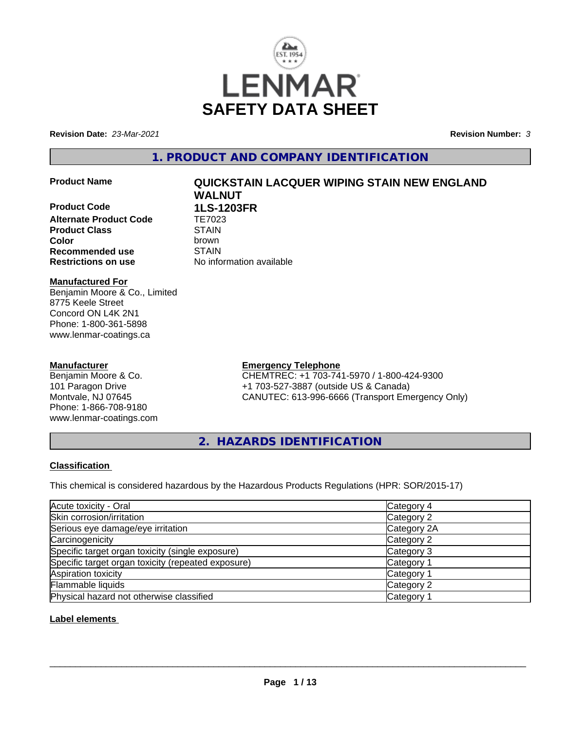# LENMAR SAFETY DATA SHEET

**Revision Date:** *23-Mar-2021* **Revision Number:** *3*

## 1. PRODUCT AND COMPANY IDENTIFICATION

| | |
|---|---|
| **Product Name** | **QUICKSTAIN LACQUER WIPING STAIN NEW ENGLAND WALNUT** |
| **Product Code** | **1LS-1203FR** |
| **Alternate Product Code** | TE7023 |
| **Product Class** | STAIN |
| **Color** | brown |
| **Recommended use** | STAIN |
| **Restrictions on use** | No information available |

**Manufactured For**
Benjamin Moore & Co., Limited
8775 Keele Street
Concord ON L4K 2N1
Phone: 1-800-361-5898
www.lenmar-coatings.ca

**Manufacturer**
Benjamin Moore & Co.
101 Paragon Drive
Montvale, NJ 07645
Phone: 1-866-708-9180
www.lenmar-coatings.com

**Emergency Telephone**
CHEMTREC: +1 703-741-5970 / 1-800-424-9300
+1 703-527-3887 (outside US & Canada)
CANUTEC: 613-996-6666 (Transport Emergency Only)

## 2. HAZARDS IDENTIFICATION

**Classification**

This chemical is considered hazardous by the Hazardous Products Regulations (HPR: SOR/2015-17)

| | |
|---|---|
| Acute toxicity - Oral | Category 4 |
| Skin corrosion/irritation | Category 2 |
| Serious eye damage/eye irritation | Category 2A |
| Carcinogenicity | Category 2 |
| Specific target organ toxicity (single exposure) | Category 3 |
| Specific target organ toxicity (repeated exposure) | Category 1 |
| Aspiration toxicity | Category 1 |
| Flammable liquids | Category 2 |
| Physical hazard not otherwise classified | Category 1 |

**Label elements**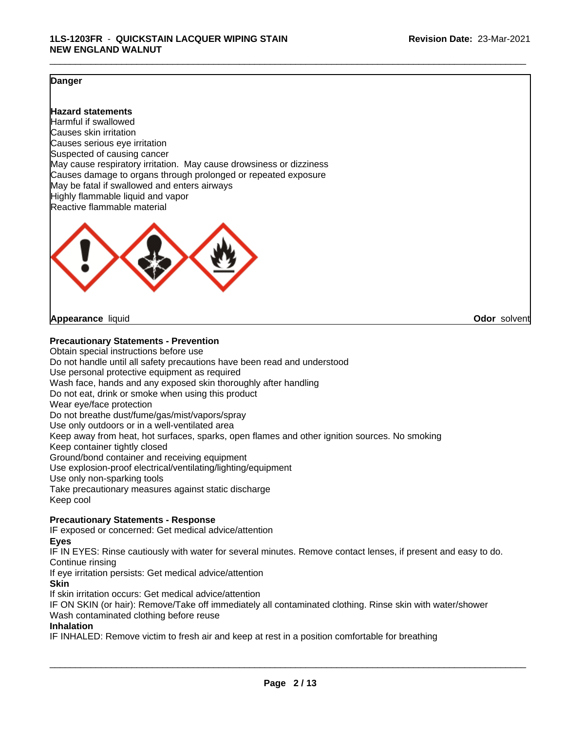**Danger**

**Hazard statements**

Harmful if swallowed
Causes skin irritation
Causes serious eye irritation
Suspected of causing cancer
May cause respiratory irritation. May cause drowsiness or dizziness
Causes damage to organs through prolonged or repeated exposure
May be fatal if swallowed and enters airways
Highly flammable liquid and vapor
Reactive flammable material

**Appearance** liquid **Odor** solvent

**Precautionary Statements - Prevention**

Obtain special instructions before use
Do not handle until all safety precautions have been read and understood
Use personal protective equipment as required
Wash face, hands and any exposed skin thoroughly after handling
Do not eat, drink or smoke when using this product
Wear eye/face protection
Do not breathe dust/fume/gas/mist/vapors/spray
Use only outdoors or in a well-ventilated area
Keep away from heat, hot surfaces, sparks, open flames and other ignition sources. No smoking
Keep container tightly closed
Ground/bond container and receiving equipment
Use explosion-proof electrical/ventilating/lighting/equipment
Use only non-sparking tools
Take precautionary measures against static discharge
Keep cool

**Precautionary Statements - Response**

IF exposed or concerned: Get medical advice/attention

**Eyes**

IF IN EYES: Rinse cautiously with water for several minutes. Remove contact lenses, if present and easy to do. Continue rinsing
If eye irritation persists: Get medical advice/attention

**Skin**

If skin irritation occurs: Get medical advice/attention
IF ON SKIN (or hair): Remove/Take off immediately all contaminated clothing. Rinse skin with water/shower
Wash contaminated clothing before reuse

**Inhalation**

IF INHALED: Remove victim to fresh air and keep at rest in a position comfortable for breathing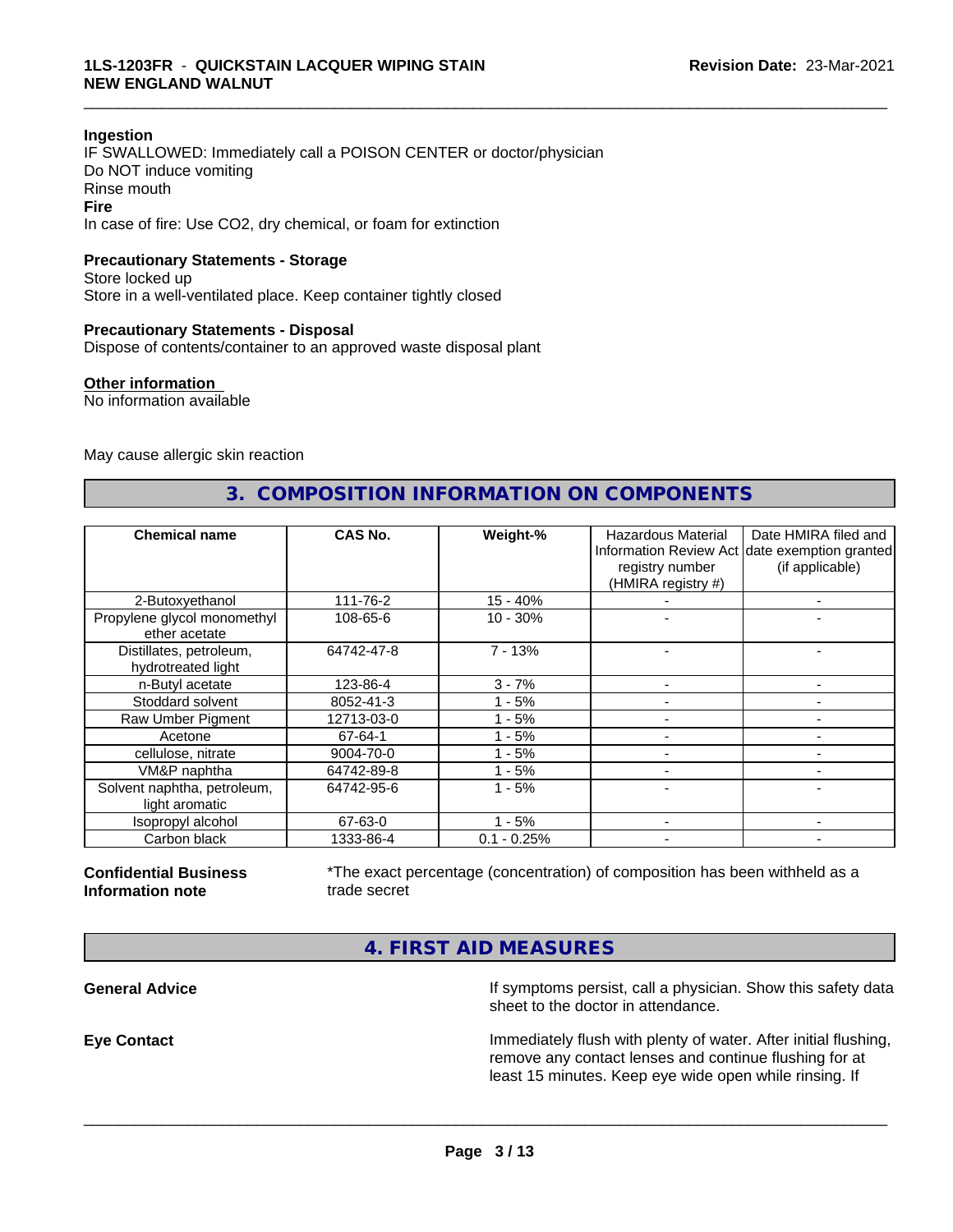**Ingestion**

IF SWALLOWED: Immediately call a POISON CENTER or doctor/physician
Do NOT induce vomiting
Rinse mouth

**Fire**

In case of fire: Use CO2, dry chemical, or foam for extinction

**Precautionary Statements - Storage**

Store locked up
Store in a well-ventilated place. Keep container tightly closed

**Precautionary Statements - Disposal**

Dispose of contents/container to an approved waste disposal plant

**Other information**

No information available

May cause allergic skin reaction

## 3. COMPOSITION INFORMATION ON COMPONENTS

| Chemical name | CAS No. | Weight-% | Hazardous Material Information Review Act registry number (HMIRA registry #) | Date HMIRA filed and date exemption granted (if applicable) |
|---|---|---|---|---|
| 2-Butoxyethanol | 111-76-2 | 15 - 40% | - | - |
| Propylene glycol monomethyl ether acetate | 108-65-6 | 10 - 30% | - | - |
| Distillates, petroleum, hydrotreated light | 64742-47-8 | 7 - 13% | - | - |
| n-Butyl acetate | 123-86-4 | 3 - 7% | - | - |
| Stoddard solvent | 8052-41-3 | 1 - 5% | - | - |
| Raw Umber Pigment | 12713-03-0 | 1 - 5% | - | - |
| Acetone | 67-64-1 | 1 - 5% | - | - |
| cellulose, nitrate | 9004-70-0 | 1 - 5% | - | - |
| VM&P naphtha | 64742-89-8 | 1 - 5% | - | - |
| Solvent naphtha, petroleum, light aromatic | 64742-95-6 | 1 - 5% | - | - |
| Isopropyl alcohol | 67-63-0 | 1 - 5% | - | - |
| Carbon black | 1333-86-4 | 0.1 - 0.25% | - | - |

**Confidential Business Information note**

*The exact percentage (concentration) of composition has been withheld as a trade secret

## 4. FIRST AID MEASURES

**General Advice**

If symptoms persist, call a physician. Show this safety data sheet to the doctor in attendance.

**Eye Contact**

Immediately flush with plenty of water. After initial flushing, remove any contact lenses and continue flushing for at least 15 minutes. Keep eye wide open while rinsing. If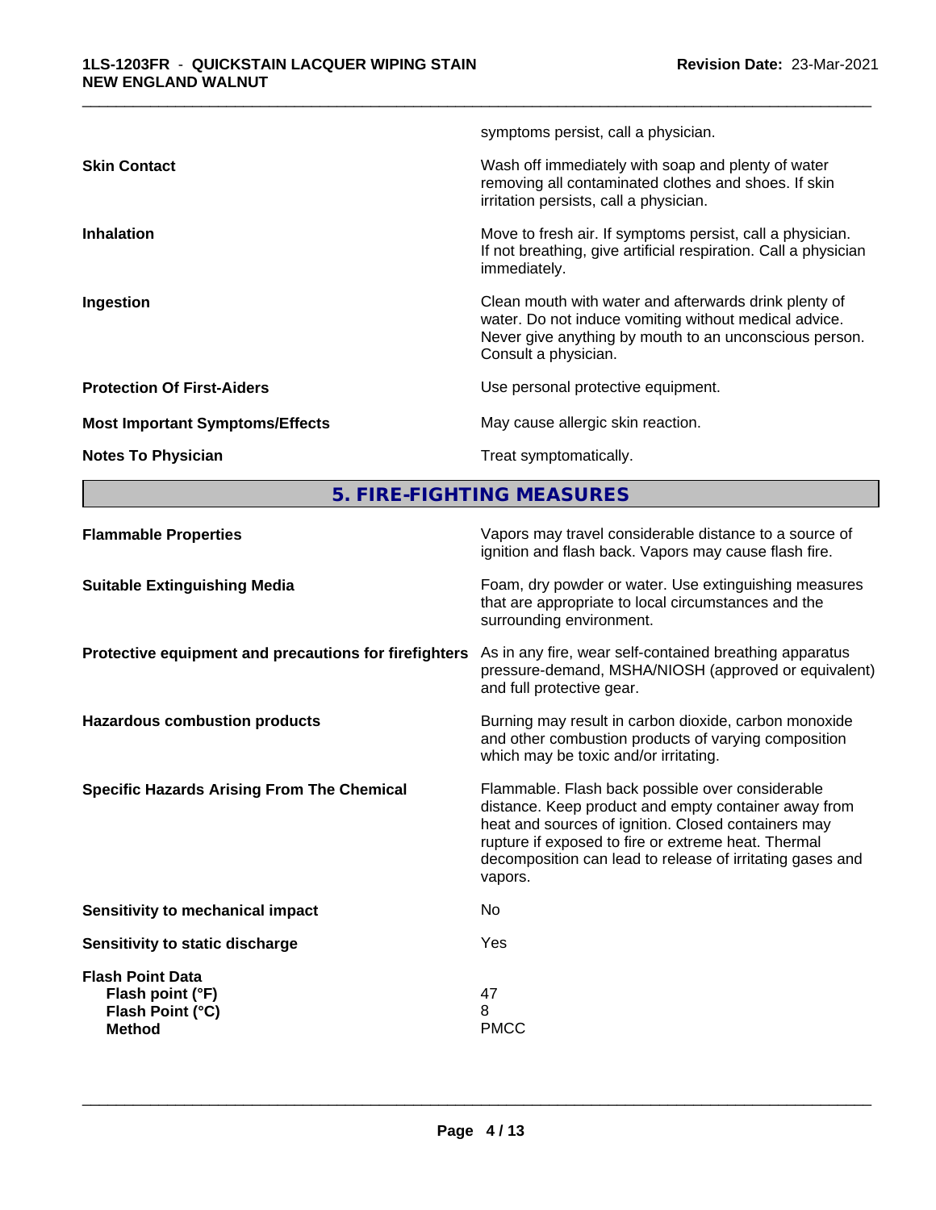| | |
|---|---|
| | symptoms persist, call a physician. |
| **Skin Contact** | Wash off immediately with soap and plenty of water removing all contaminated clothes and shoes. If skin irritation persists, call a physician. |
| **Inhalation** | Move to fresh air. If symptoms persist, call a physician. If not breathing, give artificial respiration. Call a physician immediately. |
| **Ingestion** | Clean mouth with water and afterwards drink plenty of water. Do not induce vomiting without medical advice. Never give anything by mouth to an unconscious person. Consult a physician. |
| **Protection Of First-Aiders** | Use personal protective equipment. |
| **Most Important Symptoms/Effects** | May cause allergic skin reaction. |
| **Notes To Physician** | Treat symptomatically. |

## 5. FIRE-FIGHTING MEASURES

| | |
|---|---|
| **Flammable Properties** | Vapors may travel considerable distance to a source of ignition and flash back. Vapors may cause flash fire. |
| **Suitable Extinguishing Media** | Foam, dry powder or water. Use extinguishing measures that are appropriate to local circumstances and the surrounding environment. |
| **Protective equipment and precautions for firefighters** | As in any fire, wear self-contained breathing apparatus pressure-demand, MSHA/NIOSH (approved or equivalent) and full protective gear. |
| **Hazardous combustion products** | Burning may result in carbon dioxide, carbon monoxide and other combustion products of varying composition which may be toxic and/or irritating. |
| **Specific Hazards Arising From The Chemical** | Flammable. Flash back possible over considerable distance. Keep product and empty container away from heat and sources of ignition. Closed containers may rupture if exposed to fire or extreme heat. Thermal decomposition can lead to release of irritating gases and vapors. |
| **Sensitivity to mechanical impact** | No |
| **Sensitivity to static discharge** | Yes |
| **Flash Point Data** | |
| **Flash point (°F)** | 47 |
| **Flash Point (°C)** | 8 |
| **Method** | PMCC |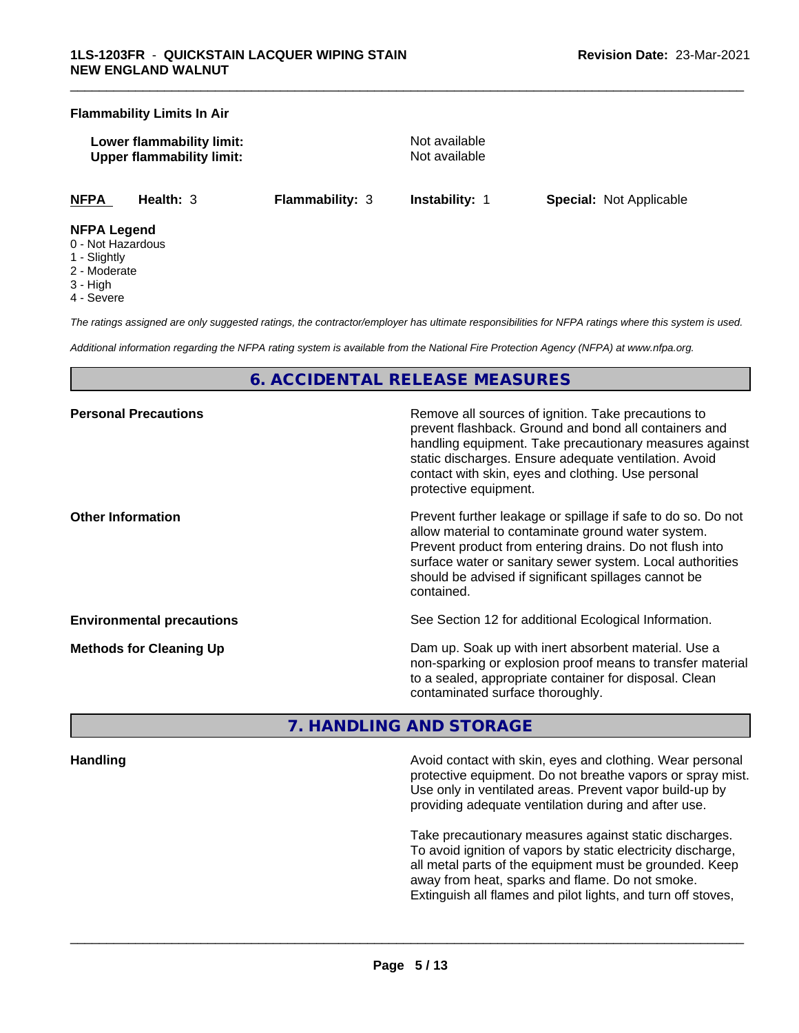**Flammability Limits In Air**

| | |
|---|---|
| **Lower flammability limit:** | Not available |
| **Upper flammability limit:** | Not available |

| **NFPA** | **Health:** 3 | **Flammability:** 3 | **Instability:** 1 | **Special:** Not Applicable |
|---|---|---|---|---|

**NFPA Legend**
0 - Not Hazardous
1 - Slightly
2 - Moderate
3 - High
4 - Severe

*The ratings assigned are only suggested ratings, the contractor/employer has ultimate responsibilities for NFPA ratings where this system is used.*

*Additional information regarding the NFPA rating system is available from the National Fire Protection Agency (NFPA) at www.nfpa.org.*

## 6. ACCIDENTAL RELEASE MEASURES

**Personal Precautions**

Remove all sources of ignition. Take precautions to prevent flashback. Ground and bond all containers and handling equipment. Take precautionary measures against static discharges. Ensure adequate ventilation. Avoid contact with skin, eyes and clothing. Use personal protective equipment.

**Other Information**

Prevent further leakage or spillage if safe to do so. Do not allow material to contaminate ground water system. Prevent product from entering drains. Do not flush into surface water or sanitary sewer system. Local authorities should be advised if significant spillages cannot be contained.

**Environmental precautions**

See Section 12 for additional Ecological Information.

**Methods for Cleaning Up**

Dam up. Soak up with inert absorbent material. Use a non-sparking or explosion proof means to transfer material to a sealed, appropriate container for disposal. Clean contaminated surface thoroughly.

## 7. HANDLING AND STORAGE

**Handling**

Avoid contact with skin, eyes and clothing. Wear personal protective equipment. Do not breathe vapors or spray mist. Use only in ventilated areas. Prevent vapor build-up by providing adequate ventilation during and after use.

Take precautionary measures against static discharges. To avoid ignition of vapors by static electricity discharge, all metal parts of the equipment must be grounded. Keep away from heat, sparks and flame. Do not smoke. Extinguish all flames and pilot lights, and turn off stoves,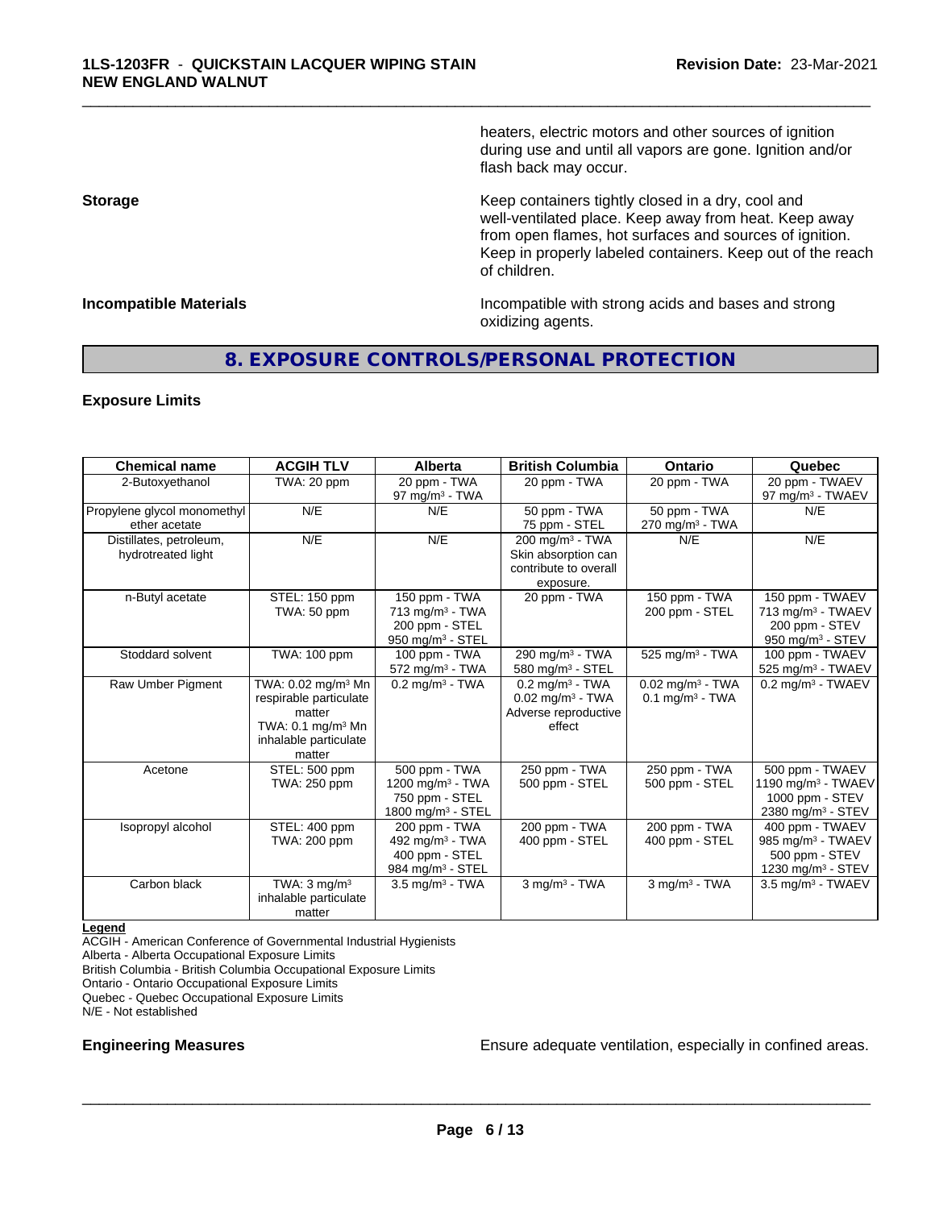heaters, electric motors and other sources of ignition during use and until all vapors are gone. Ignition and/or flash back may occur.

**Storage** Keep containers tightly closed in a dry, cool and well-ventilated place. Keep away from heat. Keep away from open flames, hot surfaces and sources of ignition. Keep in properly labeled containers. Keep out of the reach of children.

**Incompatible Materials** Incompatible with strong acids and bases and strong oxidizing agents.

## 8. EXPOSURE CONTROLS/PERSONAL PROTECTION

### Exposure Limits

| Chemical name | ACGIH TLV | Alberta | British Columbia | Ontario | Quebec |
|---|---|---|---|---|---|
| 2-Butoxyethanol | TWA: 20 ppm | 20 ppm - TWA<br>97 mg/m³ - TWA | 20 ppm - TWA | 20 ppm - TWA | 20 ppm - TWAEV<br>97 mg/m³ - TWAEV |
| Propylene glycol monomethyl ether acetate | N/E | N/E | 50 ppm - TWA<br>75 ppm - STEL | 50 ppm - TWA<br>270 mg/m³ - TWA | N/E |
| Distillates, petroleum, hydrotreated light | N/E | N/E | 200 mg/m³ - TWA<br>Skin absorption can contribute to overall exposure. | N/E | N/E |
| n-Butyl acetate | STEL: 150 ppm<br>TWA: 50 ppm | 150 ppm - TWA<br>713 mg/m³ - TWA<br>200 ppm - STEL<br>950 mg/m³ - STEL | 20 ppm - TWA | 150 ppm - TWA<br>200 ppm - STEL | 150 ppm - TWAEV<br>713 mg/m³ - TWAEV<br>200 ppm - STEV<br>950 mg/m³ - STEV |
| Stoddard solvent | TWA: 100 ppm | 100 ppm - TWA<br>572 mg/m³ - TWA | 290 mg/m³ - TWA<br>580 mg/m³ - STEL | 525 mg/m³ - TWA | 100 ppm - TWAEV<br>525 mg/m³ - TWAEV |
| Raw Umber Pigment | TWA: 0.02 mg/m³ Mn respirable particulate matter<br>TWA: 0.1 mg/m³ Mn inhalable particulate matter | 0.2 mg/m³ - TWA | 0.2 mg/m³ - TWA<br>0.02 mg/m³ - TWA<br>Adverse reproductive effect | 0.02 mg/m³ - TWA<br>0.1 mg/m³ - TWA | 0.2 mg/m³ - TWAEV |
| Acetone | STEL: 500 ppm<br>TWA: 250 ppm | 500 ppm - TWA<br>1200 mg/m³ - TWA<br>750 ppm - STEL<br>1800 mg/m³ - STEL | 250 ppm - TWA<br>500 ppm - STEL | 250 ppm - TWA<br>500 ppm - STEL | 500 ppm - TWAEV<br>1190 mg/m³ - TWAEV<br>1000 ppm - STEV<br>2380 mg/m³ - STEV |
| Isopropyl alcohol | STEL: 400 ppm<br>TWA: 200 ppm | 200 ppm - TWA<br>492 mg/m³ - TWA<br>400 ppm - STEL<br>984 mg/m³ - STEL | 200 ppm - TWA<br>400 ppm - STEL | 200 ppm - TWA<br>400 ppm - STEL | 400 ppm - TWAEV<br>985 mg/m³ - TWAEV<br>500 ppm - STEV<br>1230 mg/m³ - STEV |
| Carbon black | TWA: 3 mg/m³ inhalable particulate matter | 3.5 mg/m³ - TWA | 3 mg/m³ - TWA | 3 mg/m³ - TWA | 3.5 mg/m³ - TWAEV |

**Legend**
ACGIH - American Conference of Governmental Industrial Hygienists
Alberta - Alberta Occupational Exposure Limits
British Columbia - British Columbia Occupational Exposure Limits
Ontario - Ontario Occupational Exposure Limits
Quebec - Quebec Occupational Exposure Limits
N/E - Not established

**Engineering Measures** Ensure adequate ventilation, especially in confined areas.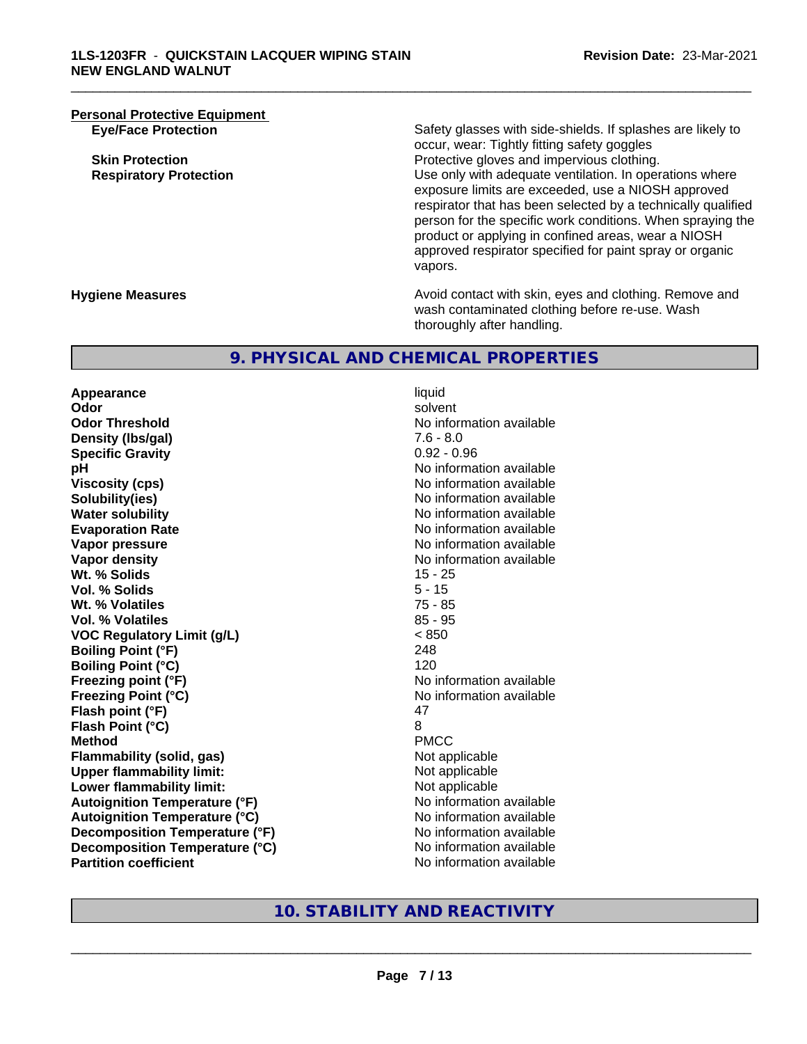**Personal Protective Equipment**

| | |
|---|---|
| **Eye/Face Protection** | Safety glasses with side-shields. If splashes are likely to occur, wear: Tightly fitting safety goggles |
| **Skin Protection** | Protective gloves and impervious clothing. |
| **Respiratory Protection** | Use only with adequate ventilation. In operations where exposure limits are exceeded, use a NIOSH approved respirator that has been selected by a technically qualified person for the specific work conditions. When spraying the product or applying in confined areas, wear a NIOSH approved respirator specified for paint spray or organic vapors. |
| **Hygiene Measures** | Avoid contact with skin, eyes and clothing. Remove and wash contaminated clothing before re-use. Wash thoroughly after handling. |

## 9. PHYSICAL AND CHEMICAL PROPERTIES

| | |
|---|---|
| **Appearance** | liquid |
| **Odor** | solvent |
| **Odor Threshold** | No information available |
| **Density (lbs/gal)** | 7.6 - 8.0 |
| **Specific Gravity** | 0.92 - 0.96 |
| **pH** | No information available |
| **Viscosity (cps)** | No information available |
| **Solubility(ies)** | No information available |
| **Water solubility** | No information available |
| **Evaporation Rate** | No information available |
| **Vapor pressure** | No information available |
| **Vapor density** | No information available |
| **Wt. % Solids** | 15 - 25 |
| **Vol. % Solids** | 5 - 15 |
| **Wt. % Volatiles** | 75 - 85 |
| **Vol. % Volatiles** | 85 - 95 |
| **VOC Regulatory Limit (g/L)** | < 850 |
| **Boiling Point (°F)** | 248 |
| **Boiling Point (°C)** | 120 |
| **Freezing point (°F)** | No information available |
| **Freezing Point (°C)** | No information available |
| **Flash point (°F)** | 47 |
| **Flash Point (°C)** | 8 |
| **Method** | PMCC |
| **Flammability (solid, gas)** | Not applicable |
| **Upper flammability limit:** | Not applicable |
| **Lower flammability limit:** | Not applicable |
| **Autoignition Temperature (°F)** | No information available |
| **Autoignition Temperature (°C)** | No information available |
| **Decomposition Temperature (°F)** | No information available |
| **Decomposition Temperature (°C)** | No information available |
| **Partition coefficient** | No information available |

## 10. STABILITY AND REACTIVITY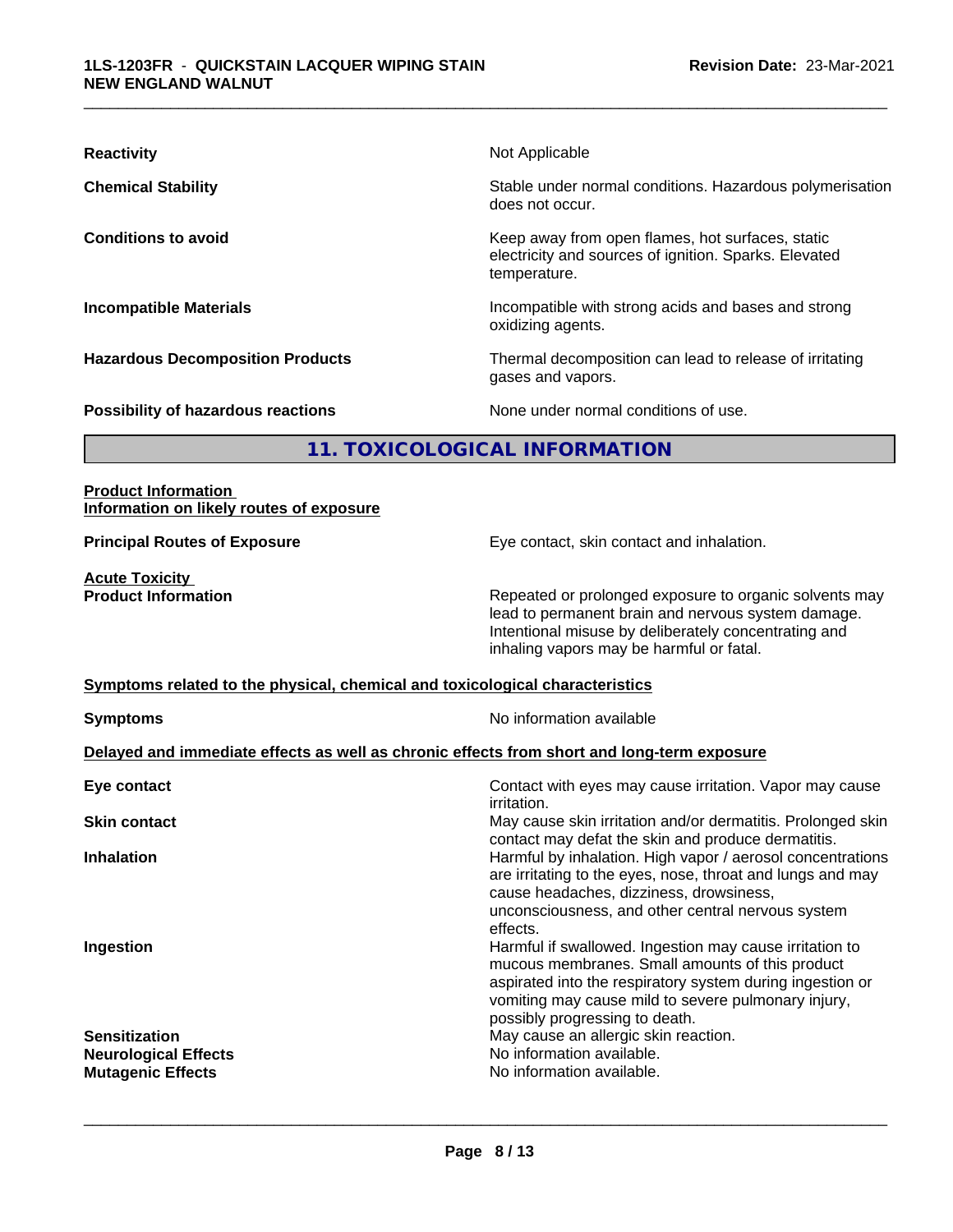| | |
|---|---|
| **Reactivity** | Not Applicable |
| **Chemical Stability** | Stable under normal conditions. Hazardous polymerisation does not occur. |
| **Conditions to avoid** | Keep away from open flames, hot surfaces, static electricity and sources of ignition. Sparks. Elevated temperature. |
| **Incompatible Materials** | Incompatible with strong acids and bases and strong oxidizing agents. |
| **Hazardous Decomposition Products** | Thermal decomposition can lead to release of irritating gases and vapors. |
| **Possibility of hazardous reactions** | None under normal conditions of use. |

## 11. TOXICOLOGICAL INFORMATION

**Product Information**
**Information on likely routes of exposure**

| | |
|---|---|
| **Principal Routes of Exposure** | Eye contact, skin contact and inhalation. |

**Acute Toxicity**

| | |
|---|---|
| **Product Information** | Repeated or prolonged exposure to organic solvents may lead to permanent brain and nervous system damage. Intentional misuse by deliberately concentrating and inhaling vapors may be harmful or fatal. |

**Symptoms related to the physical, chemical and toxicological characteristics**

| | |
|---|---|
| **Symptoms** | No information available |

**Delayed and immediate effects as well as chronic effects from short and long-term exposure**

| | |
|---|---|
| **Eye contact** | Contact with eyes may cause irritation. Vapor may cause irritation. |
| **Skin contact** | May cause skin irritation and/or dermatitis. Prolonged skin contact may defat the skin and produce dermatitis. |
| **Inhalation** | Harmful by inhalation. High vapor / aerosol concentrations are irritating to the eyes, nose, throat and lungs and may cause headaches, dizziness, drowsiness, unconsciousness, and other central nervous system effects. |
| **Ingestion** | Harmful if swallowed. Ingestion may cause irritation to mucous membranes. Small amounts of this product aspirated into the respiratory system during ingestion or vomiting may cause mild to severe pulmonary injury, possibly progressing to death. |
| **Sensitization** | May cause an allergic skin reaction. |
| **Neurological Effects** | No information available. |
| **Mutagenic Effects** | No information available. |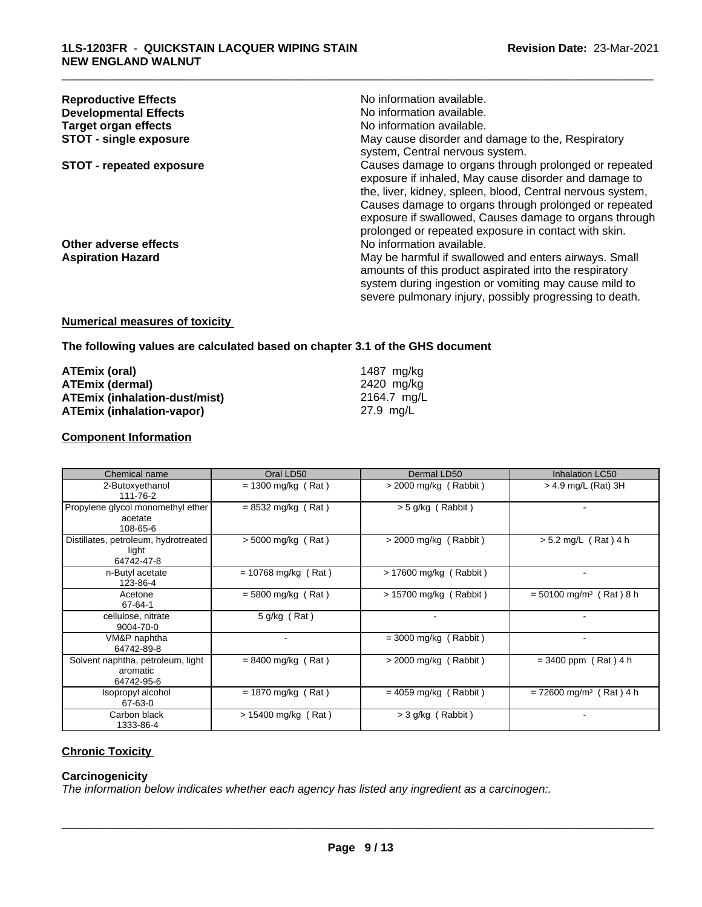**Reproductive Effects** No information available.
**Developmental Effects** No information available.
**Target organ effects** No information available.
**STOT - single exposure** May cause disorder and damage to the, Respiratory system, Central nervous system.
**STOT - repeated exposure** Causes damage to organs through prolonged or repeated exposure if inhaled, May cause disorder and damage to the, liver, kidney, spleen, blood, Central nervous system, Causes damage to organs through prolonged or repeated exposure if swallowed, Causes damage to organs through prolonged or repeated exposure in contact with skin.
**Other adverse effects** No information available.
**Aspiration Hazard** May be harmful if swallowed and enters airways. Small amounts of this product aspirated into the respiratory system during ingestion or vomiting may cause mild to severe pulmonary injury, possibly progressing to death.

## Numerical measures of toxicity

**The following values are calculated based on chapter 3.1 of the GHS document**

**ATEmix (oral)** 1487 mg/kg
**ATEmix (dermal)** 2420 mg/kg
**ATEmix (inhalation-dust/mist)** 2164.7 mg/L
**ATEmix (inhalation-vapor)** 27.9 mg/L

## Component Information

| Chemical name | Oral LD50 | Dermal LD50 | Inhalation LC50 |
|---|---|---|---|
| 2-Butoxyethanol<br>111-76-2 | = 1300 mg/kg ( Rat ) | > 2000 mg/kg ( Rabbit ) | > 4.9 mg/L (Rat) 3H |
| Propylene glycol monomethyl ether acetate<br>108-65-6 | = 8532 mg/kg ( Rat ) | > 5 g/kg ( Rabbit ) | - |
| Distillates, petroleum, hydrotreated light<br>64742-47-8 | > 5000 mg/kg ( Rat ) | > 2000 mg/kg ( Rabbit ) | > 5.2 mg/L ( Rat ) 4 h |
| n-Butyl acetate<br>123-86-4 | = 10768 mg/kg ( Rat ) | > 17600 mg/kg ( Rabbit ) | - |
| Acetone<br>67-64-1 | = 5800 mg/kg ( Rat ) | > 15700 mg/kg ( Rabbit ) | = 50100 mg/m³ ( Rat ) 8 h |
| cellulose, nitrate<br>9004-70-0 | 5 g/kg ( Rat ) | - | - |
| VM&P naphtha<br>64742-89-8 | - | = 3000 mg/kg ( Rabbit ) | - |
| Solvent naphtha, petroleum, light aromatic<br>64742-95-6 | = 8400 mg/kg ( Rat ) | > 2000 mg/kg ( Rabbit ) | = 3400 ppm ( Rat ) 4 h |
| Isopropyl alcohol<br>67-63-0 | = 1870 mg/kg ( Rat ) | = 4059 mg/kg ( Rabbit ) | = 72600 mg/m³ ( Rat ) 4 h |
| Carbon black<br>1333-86-4 | > 15400 mg/kg ( Rat ) | > 3 g/kg ( Rabbit ) | - |

## Chronic Toxicity

### Carcinogenicity

*The information below indicates whether each agency has listed any ingredient as a carcinogen:.*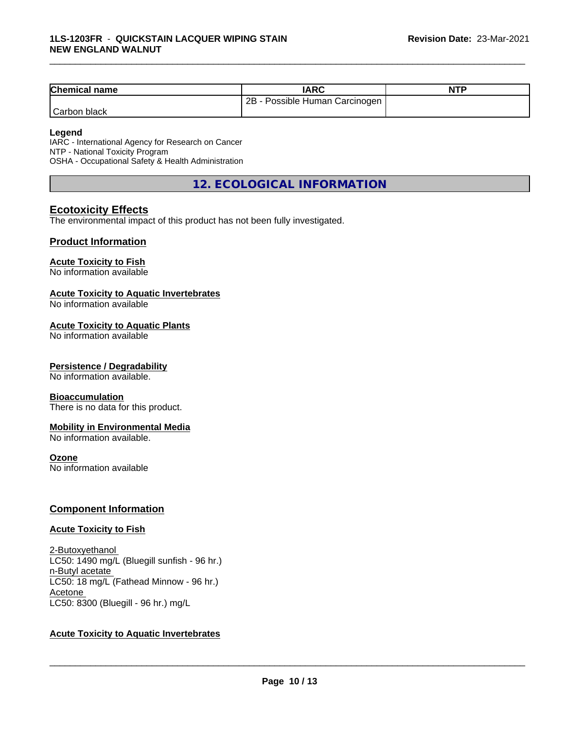| Chemical name | IARC | NTP |
| --- | --- | --- |
| Carbon black | 2B - Possible Human Carcinogen | |

**Legend**
IARC - International Agency for Research on Cancer
NTP - National Toxicity Program
OSHA - Occupational Safety & Health Administration

## 12. ECOLOGICAL INFORMATION

### Ecotoxicity Effects

The environmental impact of this product has not been fully investigated.

### Product Information

**Acute Toxicity to Fish**
No information available

**Acute Toxicity to Aquatic Invertebrates**
No information available

**Acute Toxicity to Aquatic Plants**
No information available

**Persistence / Degradability**
No information available.

**Bioaccumulation**
There is no data for this product.

**Mobility in Environmental Media**
No information available.

**Ozone**
No information available

### Component Information

**Acute Toxicity to Fish**

2-Butoxyethanol
LC50: 1490 mg/L (Bluegill sunfish - 96 hr.)
n-Butyl acetate
LC50: 18 mg/L (Fathead Minnow - 96 hr.)
Acetone
LC50: 8300 (Bluegill - 96 hr.) mg/L

**Acute Toxicity to Aquatic Invertebrates**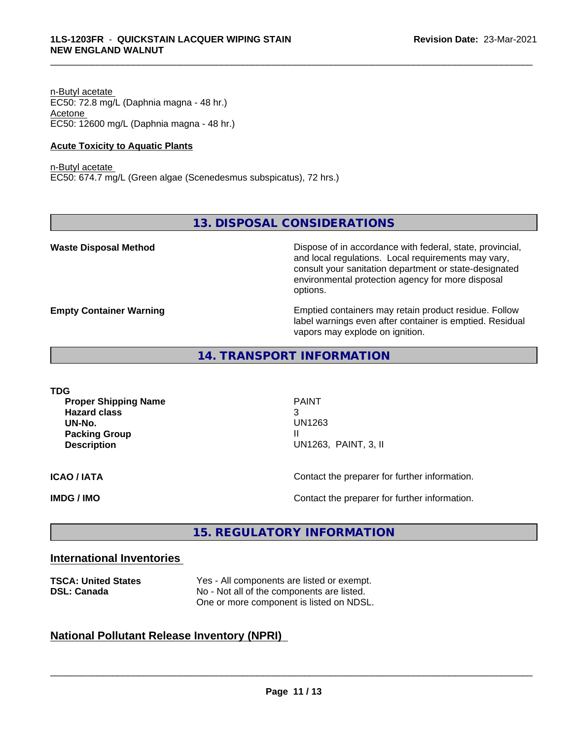n-Butyl acetate
EC50: 72.8 mg/L (Daphnia magna - 48 hr.)
Acetone
EC50: 12600 mg/L (Daphnia magna - 48 hr.)

**Acute Toxicity to Aquatic Plants**

n-Butyl acetate
EC50: 674.7 mg/L (Green algae (Scenedesmus subspicatus), 72 hrs.)

## 13. DISPOSAL CONSIDERATIONS

| | |
|---|---|
| **Waste Disposal Method** | Dispose of in accordance with federal, state, provincial, and local regulations. Local requirements may vary, consult your sanitation department or state-designated environmental protection agency for more disposal options. |
| **Empty Container Warning** | Emptied containers may retain product residue. Follow label warnings even after container is emptied. Residual vapors may explode on ignition. |

## 14. TRANSPORT INFORMATION

**TDG**

| | |
|---|---|
| **Proper Shipping Name** | PAINT |
| **Hazard class** | 3 |
| **UN-No.** | UN1263 |
| **Packing Group** | II |
| **Description** | UN1263, PAINT, 3, II |

| | |
|---|---|
| **ICAO / IATA** | Contact the preparer for further information. |
| **IMDG / IMO** | Contact the preparer for further information. |

## 15. REGULATORY INFORMATION

### International Inventories

| | |
|---|---|
| **TSCA: United States** | Yes - All components are listed or exempt. |
| **DSL: Canada** | No - Not all of the components are listed. One or more component is listed on NDSL. |

### National Pollutant Release Inventory (NPRI)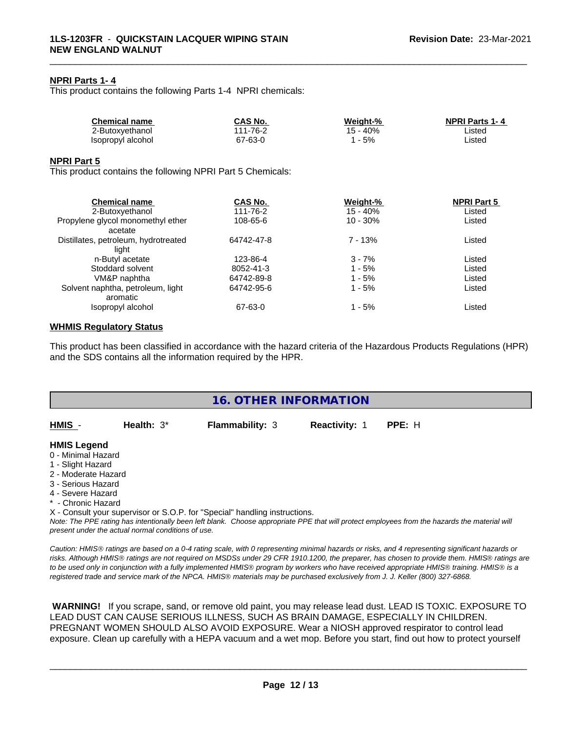**NPRI Parts 1- 4**

This product contains the following Parts 1-4 NPRI chemicals:

| Chemical name | CAS No. | Weight-% | NPRI Parts 1- 4 |
|---|---|---|---|
| 2-Butoxyethanol | 111-76-2 | 15 - 40% | Listed |
| Isopropyl alcohol | 67-63-0 | 1 - 5% | Listed |

**NPRI Part 5**

This product contains the following NPRI Part 5 Chemicals:

| Chemical name | CAS No. | Weight-% | NPRI Part 5 |
|---|---|---|---|
| 2-Butoxyethanol | 111-76-2 | 15 - 40% | Listed |
| Propylene glycol monomethyl ether acetate | 108-65-6 | 10 - 30% | Listed |
| Distillates, petroleum, hydrotreated light | 64742-47-8 | 7 - 13% | Listed |
| n-Butyl acetate | 123-86-4 | 3 - 7% | Listed |
| Stoddard solvent | 8052-41-3 | 1 - 5% | Listed |
| VM&P naphtha | 64742-89-8 | 1 - 5% | Listed |
| Solvent naphtha, petroleum, light aromatic | 64742-95-6 | 1 - 5% | Listed |
| Isopropyl alcohol | 67-63-0 | 1 - 5% | Listed |

**WHMIS Regulatory Status**

This product has been classified in accordance with the hazard criteria of the Hazardous Products Regulations (HPR) and the SDS contains all the information required by the HPR.

## 16. OTHER INFORMATION

**HMIS** - **Health:** 3* **Flammability:** 3 **Reactivity:** 1 **PPE:** H

**HMIS Legend**

0 - Minimal Hazard
1 - Slight Hazard
2 - Moderate Hazard
3 - Serious Hazard
4 - Severe Hazard
* - Chronic Hazard
X - Consult your supervisor or S.O.P. for "Special" handling instructions.

*Note: The PPE rating has intentionally been left blank. Choose appropriate PPE that will protect employees from the hazards the material will present under the actual normal conditions of use.*

*Caution: HMIS® ratings are based on a 0-4 rating scale, with 0 representing minimal hazards or risks, and 4 representing significant hazards or risks. Although HMIS® ratings are not required on MSDSs under 29 CFR 1910.1200, the preparer, has chosen to provide them. HMIS® ratings are to be used only in conjunction with a fully implemented HMIS® program by workers who have received appropriate HMIS® training. HMIS® is a registered trade and service mark of the NPCA. HMIS® materials may be purchased exclusively from J. J. Keller (800) 327-6868.*

**WARNING!** If you scrape, sand, or remove old paint, you may release lead dust. LEAD IS TOXIC. EXPOSURE TO LEAD DUST CAN CAUSE SERIOUS ILLNESS, SUCH AS BRAIN DAMAGE, ESPECIALLY IN CHILDREN. PREGNANT WOMEN SHOULD ALSO AVOID EXPOSURE. Wear a NIOSH approved respirator to control lead exposure. Clean up carefully with a HEPA vacuum and a wet mop. Before you start, find out how to protect yourself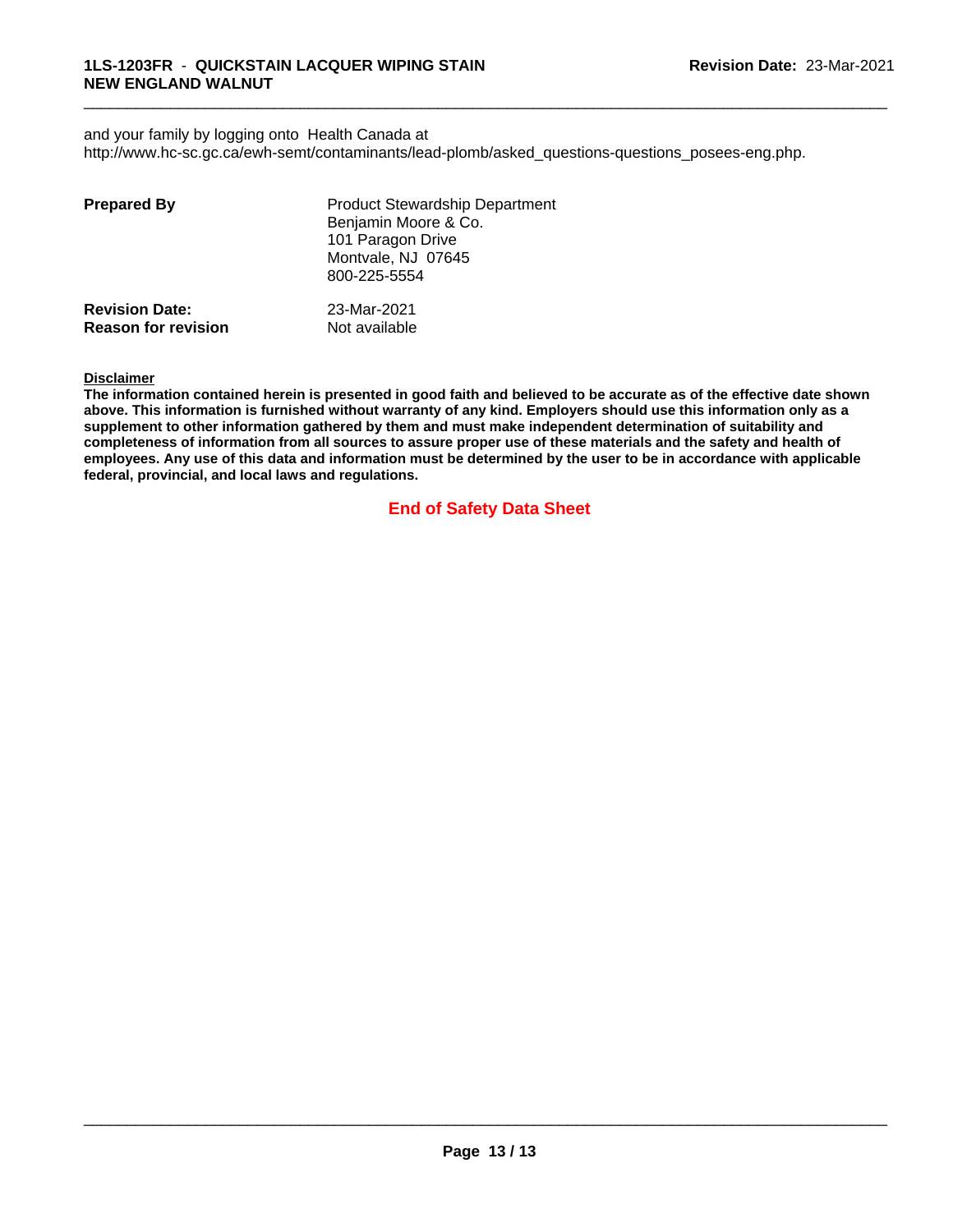and your family by logging onto Health Canada at http://www.hc-sc.gc.ca/ewh-semt/contaminants/lead-plomb/asked_questions-questions_posees-eng.php.

| | |
|---|---|
| **Prepared By** | Product Stewardship Department<br>Benjamin Moore & Co.<br>101 Paragon Drive<br>Montvale, NJ 07645<br>800-225-5554 |
| **Revision Date:** | 23-Mar-2021 |
| **Reason for revision** | Not available |

**Disclaimer**

**The information contained herein is presented in good faith and believed to be accurate as of the effective date shown above. This information is furnished without warranty of any kind. Employers should use this information only as a supplement to other information gathered by them and must make independent determination of suitability and completeness of information from all sources to assure proper use of these materials and the safety and health of employees. Any use of this data and information must be determined by the user to be in accordance with applicable federal, provincial, and local laws and regulations.**

**End of Safety Data Sheet**